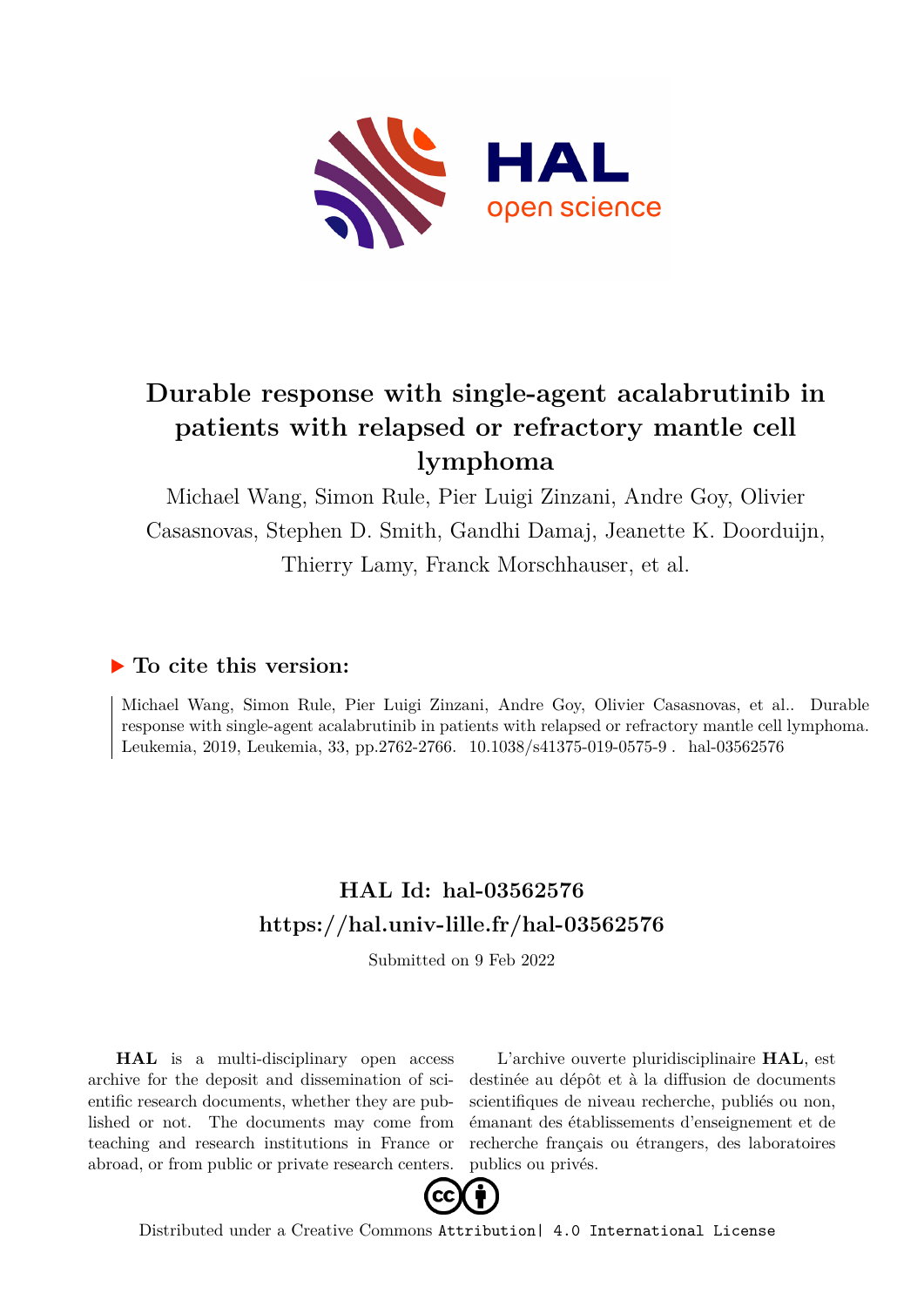# Durable response with single-agent acalabrutinib in patients with relapsed or refractory mantle cell lymphoma

Michael Wang, Simon Rule, Pier Luigi Zinzani, Andre Goy, Olivier Casasnovas, Stephen D. Smith, Gandhi Damaj, Jeanette K. Doorduijn, Thierry Lamy, Franck Morschhauser, et al.

## ▶ To cite this version:

Michael Wang, Simon Rule, Pier Luigi Zinzani, Andre Goy, Olivier Casasnovas, et al.. Durable response with single-agent acalabrutinib in patients with relapsed or refractory mantle cell lymphoma. Leukemia, 2019, Leukemia, 33, pp.2762-2766. 10.1038/s41375-019-0575-9 . hal-03562576

## HAL Id: hal-03562576
## https://hal.univ-lille.fr/hal-03562576

Submitted on 9 Feb 2022

**HAL** is a multi-disciplinary open access archive for the deposit and dissemination of scientific research documents, whether they are published or not. The documents may come from teaching and research institutions in France or abroad, or from public or private research centers.

L'archive ouverte pluridisciplinaire **HAL**, est destinée au dépôt et à la diffusion de documents scientifiques de niveau recherche, publiés ou non, émanant des établissements d'enseignement et de recherche français ou étrangers, des laboratoires publics ou privés.

Distributed under a Creative Commons Attribution| 4.0 International License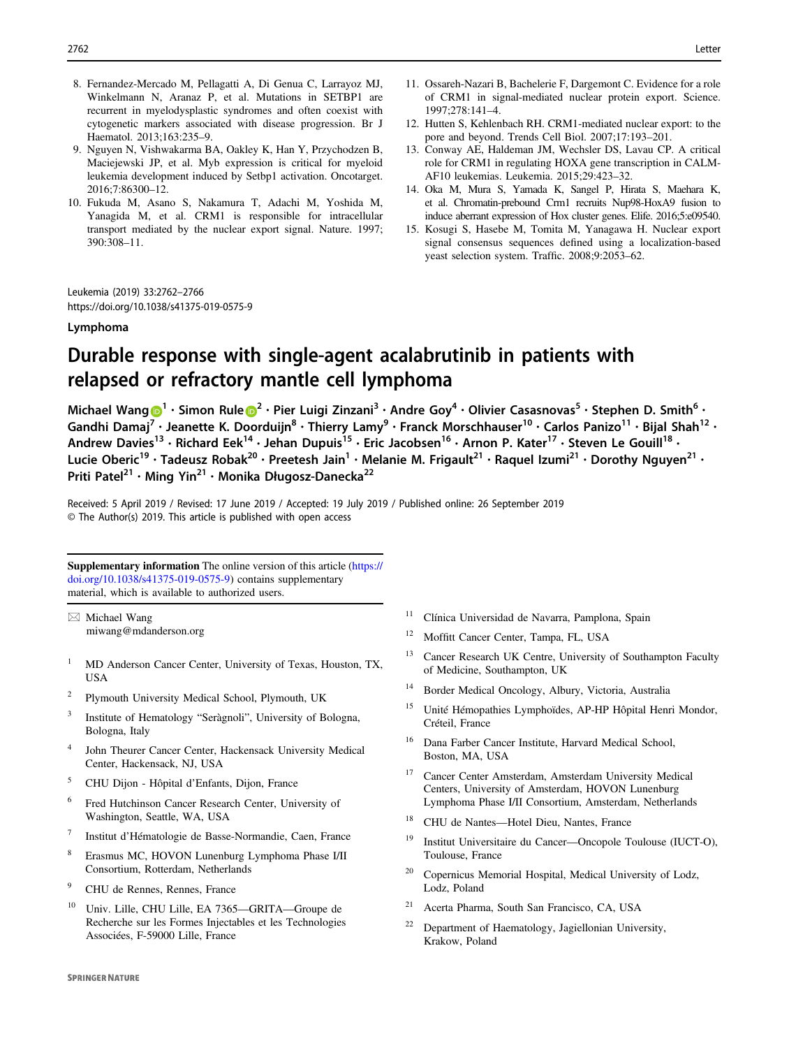8. Fernandez-Mercado M, Pellagatti A, Di Genua C, Larrayoz MJ, Winkelmann N, Aranaz P, et al. Mutations in SETBP1 are recurrent in myelodysplastic syndromes and often coexist with cytogenetic markers associated with disease progression. Br J Haematol. 2013;163:235–9.
9. Nguyen N, Vishwakarma BA, Oakley K, Han Y, Przychodzen B, Maciejewski JP, et al. Myb expression is critical for myeloid leukemia development induced by Setbp1 activation. Oncotarget. 2016;7:86300–12.
10. Fukuda M, Asano S, Nakamura T, Adachi M, Yoshida M, Yanagida M, et al. CRM1 is responsible for intracellular transport mediated by the nuclear export signal. Nature. 1997; 390:308–11.
11. Ossareh-Nazari B, Bachelerie F, Dargemont C. Evidence for a role of CRM1 in signal-mediated nuclear protein export. Science. 1997;278:141–4.
12. Hutten S, Kehlenbach RH. CRM1-mediated nuclear export: to the pore and beyond. Trends Cell Biol. 2007;17:193–201.
13. Conway AE, Haldeman JM, Wechsler DS, Lavau CP. A critical role for CRM1 in regulating HOXA gene transcription in CALM-AF10 leukemias. Leukemia. 2015;29:423–32.
14. Oka M, Mura S, Yamada K, Sangel P, Hirata S, Maehara K, et al. Chromatin-prebound Crm1 recruits Nup98-HoxA9 fusion to induce aberrant expression of Hox cluster genes. Elife. 2016;5:e09540.
15. Kosugi S, Hasebe M, Tomita M, Yanagawa H. Nuclear export signal consensus sequences defined using a localization-based yeast selection system. Traffic. 2008;9:2053–62.

Leukemia (2019) 33:2762–2766
https://doi.org/10.1038/s41375-019-0575-9

**Lymphoma**

# Durable response with single-agent acalabrutinib in patients with relapsed or refractory mantle cell lymphoma

**Michael Wang[1] · Simon Rule[2] · Pier Luigi Zinzani[3] · Andre Goy[4] · Olivier Casasnovas[5] · Stephen D. Smith[6] · Gandhi Damaj[7] · Jeanette K. Doorduijn[8] · Thierry Lamy[9] · Franck Morschhauser[10] · Carlos Panizo[11] · Bijal Shah[12] · Andrew Davies[13] · Richard Eek[14] · Jehan Dupuis[15] · Eric Jacobsen[16] · Arnon P. Kater[17] · Steven Le Gouill[18] · Lucie Oberic[19] · Tadeusz Robak[20] · Preetesh Jain[1] · Melanie M. Frigault[21] · Raquel Izumi[21] · Dorothy Nguyen[21] · Priti Patel[21] · Ming Yin[21] · Monika Długosz-Danecka[22]**

Received: 5 April 2019 / Revised: 17 June 2019 / Accepted: 19 July 2019 / Published online: 26 September 2019
© The Author(s) 2019. This article is published with open access

**Supplementary information** The online version of this article (https://doi.org/10.1038/s41375-019-0575-9) contains supplementary material, which is available to authorized users.

✉ Michael Wang
miwang@mdanderson.org

1. MD Anderson Cancer Center, University of Texas, Houston, TX, USA
2. Plymouth University Medical School, Plymouth, UK
3. Institute of Hematology "Seràgnoli", University of Bologna, Bologna, Italy
4. John Theurer Cancer Center, Hackensack University Medical Center, Hackensack, NJ, USA
5. CHU Dijon - Hôpital d'Enfants, Dijon, France
6. Fred Hutchinson Cancer Research Center, University of Washington, Seattle, WA, USA
7. Institut d'Hématologie de Basse-Normandie, Caen, France
8. Erasmus MC, HOVON Lunenburg Lymphoma Phase I/II Consortium, Rotterdam, Netherlands
9. CHU de Rennes, Rennes, France
10. Univ. Lille, CHU Lille, EA 7365—GRITA—Groupe de Recherche sur les Formes Injectables et les Technologies Associées, F-59000 Lille, France
11. Clínica Universidad de Navarra, Pamplona, Spain
12. Moffitt Cancer Center, Tampa, FL, USA
13. Cancer Research UK Centre, University of Southampton Faculty of Medicine, Southampton, UK
14. Border Medical Oncology, Albury, Victoria, Australia
15. Unité Hémopathies Lymphoïdes, AP-HP Hôpital Henri Mondor, Créteil, France
16. Dana Farber Cancer Institute, Harvard Medical School, Boston, MA, USA
17. Cancer Center Amsterdam, Amsterdam University Medical Centers, University of Amsterdam, HOVON Lunenburg Lymphoma Phase I/II Consortium, Amsterdam, Netherlands
18. CHU de Nantes—Hotel Dieu, Nantes, France
19. Institut Universitaire du Cancer—Oncopole Toulouse (IUCT-O), Toulouse, France
20. Copernicus Memorial Hospital, Medical University of Lodz, Lodz, Poland
21. Acerta Pharma, South San Francisco, CA, USA
22. Department of Haematology, Jagiellonian University, Krakow, Poland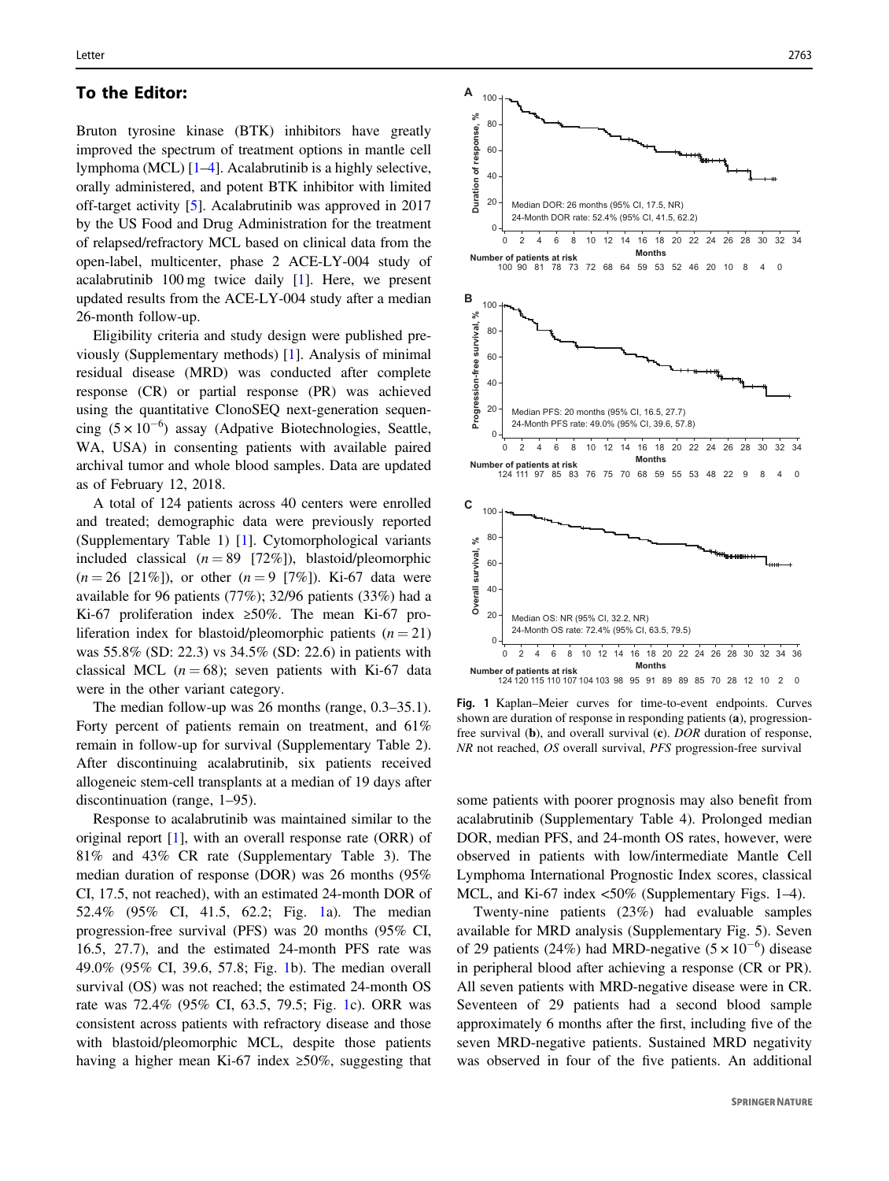## To the Editor:

Bruton tyrosine kinase (BTK) inhibitors have greatly improved the spectrum of treatment options in mantle cell lymphoma (MCL) [1–4]. Acalabrutinib is a highly selective, orally administered, and potent BTK inhibitor with limited off-target activity [5]. Acalabrutinib was approved in 2017 by the US Food and Drug Administration for the treatment of relapsed/refractory MCL based on clinical data from the open-label, multicenter, phase 2 ACE-LY-004 study of acalabrutinib 100 mg twice daily [1]. Here, we present updated results from the ACE-LY-004 study after a median 26-month follow-up.

Eligibility criteria and study design were published previously (Supplementary methods) [1]. Analysis of minimal residual disease (MRD) was conducted after complete response (CR) or partial response (PR) was achieved using the quantitative ClonoSEQ next-generation sequencing ($5 \times 10^{-6}$) assay (Adpative Biotechnologies, Seattle, WA, USA) in consenting patients with available paired archival tumor and whole blood samples. Data are updated as of February 12, 2018.

A total of 124 patients across 40 centers were enrolled and treated; demographic data were previously reported (Supplementary Table 1) [1]. Cytomorphological variants included classical ($n = 89$ [72%]), blastoid/pleomorphic ($n = 26$ [21%]), or other ($n = 9$ [7%]). Ki-67 data were available for 96 patients (77%); 32/96 patients (33%) had a Ki-67 proliferation index ≥50%. The mean Ki-67 proliferation index for blastoid/pleomorphic patients ($n = 21$) was 55.8% (SD: 22.3) vs 34.5% (SD: 22.6) in patients with classical MCL ($n = 68$); seven patients with Ki-67 data were in the other variant category.

The median follow-up was 26 months (range, 0.3–35.1). Forty percent of patients remain on treatment, and 61% remain in follow-up for survival (Supplementary Table 2). After discontinuing acalabrutinib, six patients received allogeneic stem-cell transplants at a median of 19 days after discontinuation (range, 1–95).

Response to acalabrutinib was maintained similar to the original report [1], with an overall response rate (ORR) of 81% and 43% CR rate (Supplementary Table 3). The median duration of response (DOR) was 26 months (95% CI, 17.5, not reached), with an estimated 24-month DOR of 52.4% (95% CI, 41.5, 62.2; Fig. 1a). The median progression-free survival (PFS) was 20 months (95% CI, 16.5, 27.7), and the estimated 24-month PFS rate was 49.0% (95% CI, 39.6, 57.8; Fig. 1b). The median overall survival (OS) was not reached; the estimated 24-month OS rate was 72.4% (95% CI, 63.5, 79.5; Fig. 1c). ORR was consistent across patients with refractory disease and those with blastoid/pleomorphic MCL, despite those patients having a higher mean Ki-67 index ≥50%, suggesting that some patients with poorer prognosis may also benefit from acalabrutinib (Supplementary Table 4). Prolonged median DOR, median PFS, and 24-month OS rates, however, were observed in patients with low/intermediate Mantle Cell Lymphoma International Prognostic Index scores, classical MCL, and Ki-67 index <50% (Supplementary Figs. 1–4).

Twenty-nine patients (23%) had evaluable samples available for MRD analysis (Supplementary Fig. 5). Seven of 29 patients (24%) had MRD-negative ($5 \times 10^{-6}$) disease in peripheral blood after achieving a response (CR or PR). All seven patients with MRD-negative disease were in CR. Seventeen of 29 patients had a second blood sample approximately 6 months after the first, including five of the seven MRD-negative patients. Sustained MRD negativity was observed in four of the five patients. An additional

**Fig. 1** Kaplan–Meier curves for time-to-event endpoints. Curves shown are duration of response in responding patients (**a**), progression-free survival (**b**), and overall survival (**c**). *DOR* duration of response, *NR* not reached, *OS* overall survival, *PFS* progression-free survival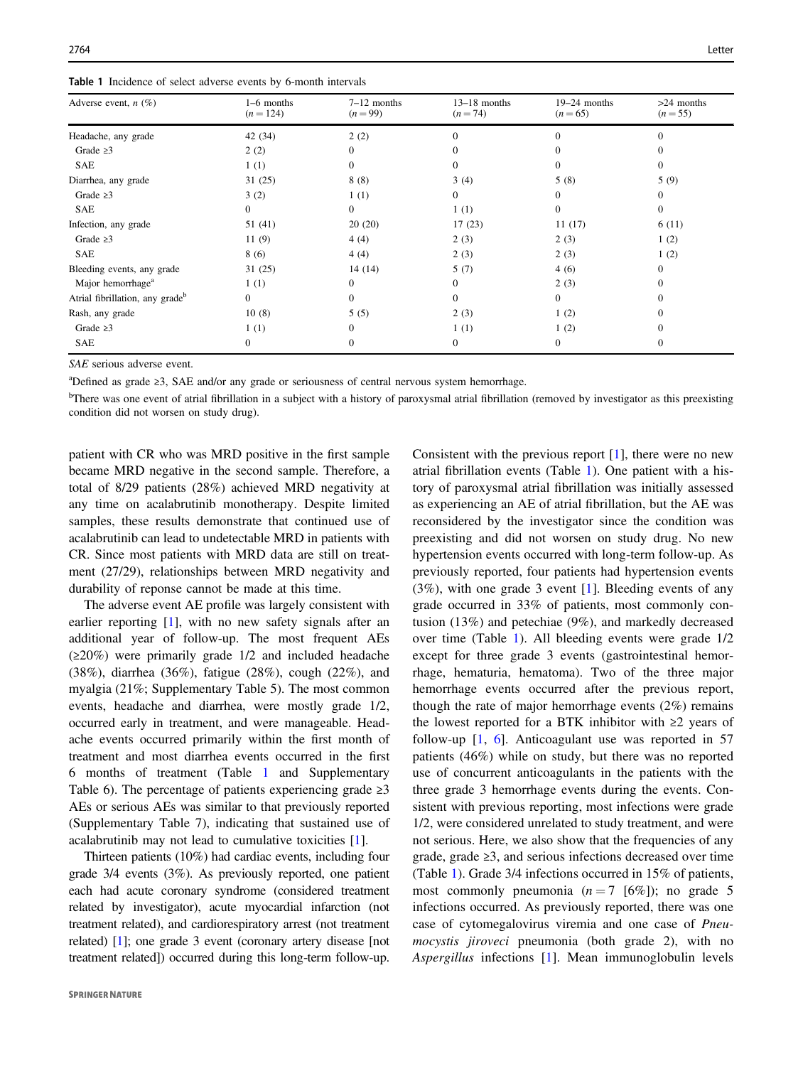**Table 1** Incidence of select adverse events by 6-month intervals

| Adverse event, n (%) | 1–6 months (n = 124) | 7–12 months (n = 99) | 13–18 months (n = 74) | 19–24 months (n = 65) | >24 months (n = 55) |
|---|---|---|---|---|---|
| Headache, any grade | 42 (34) | 2 (2) | 0 | 0 | 0 |
| Grade ≥3 | 2 (2) | 0 | 0 | 0 | 0 |
| SAE | 1 (1) | 0 | 0 | 0 | 0 |
| Diarrhea, any grade | 31 (25) | 8 (8) | 3 (4) | 5 (8) | 5 (9) |
| Grade ≥3 | 3 (2) | 1 (1) | 0 | 0 | 0 |
| SAE | 0 | 0 | 1 (1) | 0 | 0 |
| Infection, any grade | 51 (41) | 20 (20) | 17 (23) | 11 (17) | 6 (11) |
| Grade ≥3 | 11 (9) | 4 (4) | 2 (3) | 2 (3) | 1 (2) |
| SAE | 8 (6) | 4 (4) | 2 (3) | 2 (3) | 1 (2) |
| Bleeding events, any grade | 31 (25) | 14 (14) | 5 (7) | 4 (6) | 0 |
| Major hemorrhage[a] | 1 (1) | 0 | 0 | 2 (3) | 0 |
| Atrial fibrillation, any grade[b] | 0 | 0 | 0 | 0 | 0 |
| Rash, any grade | 10 (8) | 5 (5) | 2 (3) | 1 (2) | 0 |
| Grade ≥3 | 1 (1) | 0 | 1 (1) | 1 (2) | 0 |
| SAE | 0 | 0 | 0 | 0 | 0 |

*SAE* serious adverse event.

[a]Defined as grade ≥3, SAE and/or any grade or seriousness of central nervous system hemorrhage.

[b]There was one event of atrial fibrillation in a subject with a history of paroxysmal atrial fibrillation (removed by investigator as this preexisting condition did not worsen on study drug).

patient with CR who was MRD positive in the first sample became MRD negative in the second sample. Therefore, a total of 8/29 patients (28%) achieved MRD negativity at any time on acalabrutinib monotherapy. Despite limited samples, these results demonstrate that continued use of acalabrutinib can lead to undetectable MRD in patients with CR. Since most patients with MRD data are still on treatment (27/29), relationships between MRD negativity and durability of reponse cannot be made at this time.

The adverse event AE profile was largely consistent with earlier reporting [1], with no new safety signals after an additional year of follow-up. The most frequent AEs (≥20%) were primarily grade 1/2 and included headache (38%), diarrhea (36%), fatigue (28%), cough (22%), and myalgia (21%; Supplementary Table 5). The most common events, headache and diarrhea, were mostly grade 1/2, occurred early in treatment, and were manageable. Headache events occurred primarily within the first month of treatment and most diarrhea events occurred in the first 6 months of treatment (Table 1 and Supplementary Table 6). The percentage of patients experiencing grade ≥3 AEs or serious AEs was similar to that previously reported (Supplementary Table 7), indicating that sustained use of acalabrutinib may not lead to cumulative toxicities [1].

Thirteen patients (10%) had cardiac events, including four grade 3/4 events (3%). As previously reported, one patient each had acute coronary syndrome (considered treatment related by investigator), acute myocardial infarction (not treatment related), and cardiorespiratory arrest (not treatment related) [1]; one grade 3 event (coronary artery disease [not treatment related]) occurred during this long-term follow-up. Consistent with the previous report [1], there were no new atrial fibrillation events (Table 1). One patient with a history of paroxysmal atrial fibrillation was initially assessed as experiencing an AE of atrial fibrillation, but the AE was reconsidered by the investigator since the condition was preexisting and did not worsen on study drug. No new hypertension events occurred with long-term follow-up. As previously reported, four patients had hypertension events (3%), with one grade 3 event [1]. Bleeding events of any grade occurred in 33% of patients, most commonly contusion (13%) and petechiae (9%), and markedly decreased over time (Table 1). All bleeding events were grade 1/2 except for three grade 3 events (gastrointestinal hemorrhage, hematuria, hematoma). Two of the three major hemorrhage events occurred after the previous report, though the rate of major hemorrhage events (2%) remains the lowest reported for a BTK inhibitor with ≥2 years of follow-up [1, 6]. Anticoagulant use was reported in 57 patients (46%) while on study, but there was no reported use of concurrent anticoagulants in the patients with the three grade 3 hemorrhage events during the events. Consistent with previous reporting, most infections were grade 1/2, were considered unrelated to study treatment, and were not serious. Here, we also show that the frequencies of any grade, grade ≥3, and serious infections decreased over time (Table 1). Grade 3/4 infections occurred in 15% of patients, most commonly pneumonia ($n = 7$ [6%]); no grade 5 infections occurred. As previously reported, there was one case of cytomegalovirus viremia and one case of *Pneumocystis jiroveci* pneumonia (both grade 2), with no *Aspergillus* infections [1]. Mean immunoglobulin levels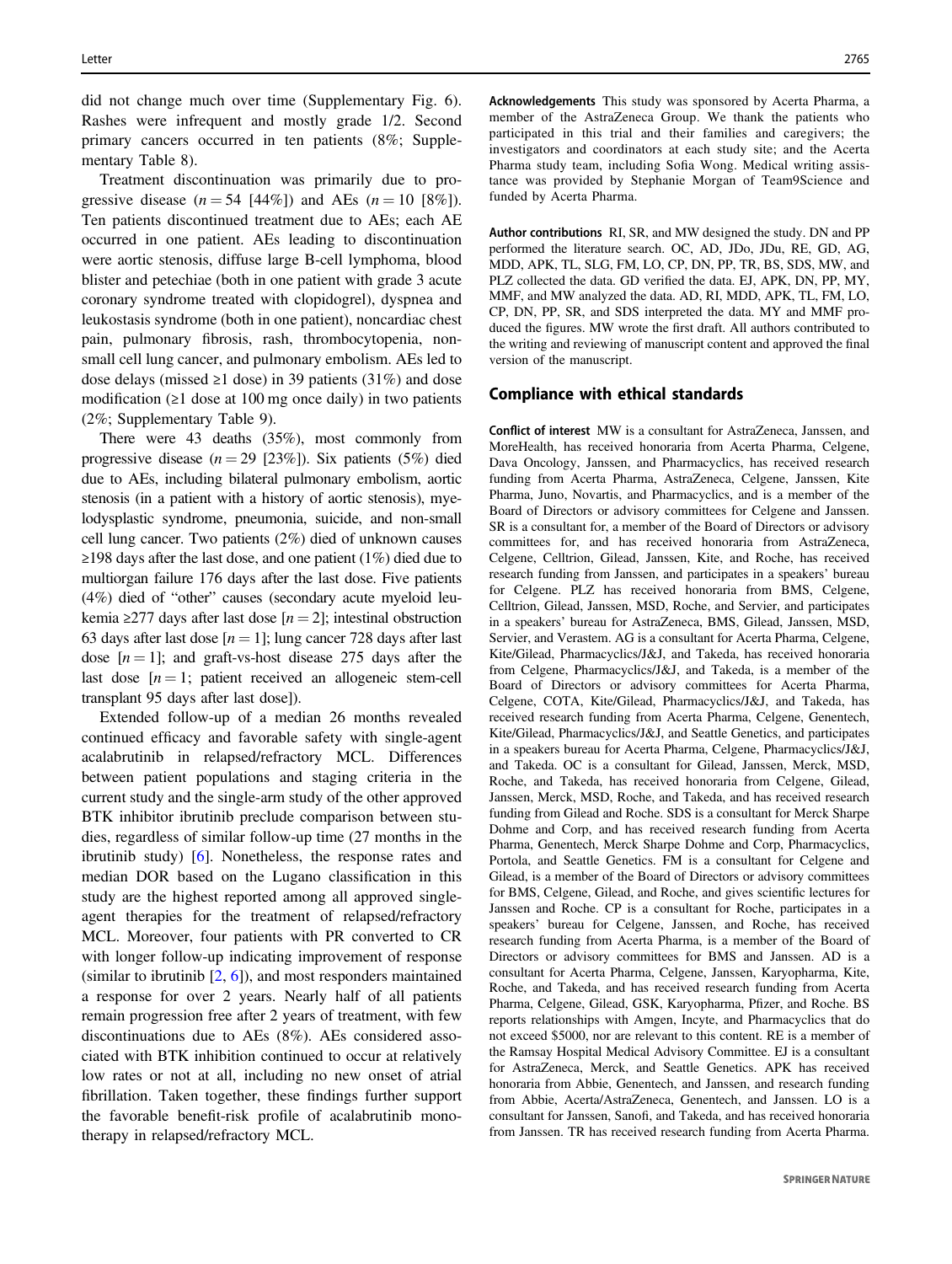did not change much over time (Supplementary Fig. 6). Rashes were infrequent and mostly grade 1/2. Second primary cancers occurred in ten patients (8%; Supplementary Table 8).

Treatment discontinuation was primarily due to progressive disease ($n = 54$ [44%]) and AEs ($n = 10$ [8%]). Ten patients discontinued treatment due to AEs; each AE occurred in one patient. AEs leading to discontinuation were aortic stenosis, diffuse large B-cell lymphoma, blood blister and petechiae (both in one patient with grade 3 acute coronary syndrome treated with clopidogrel), dyspnea and leukostasis syndrome (both in one patient), noncardiac chest pain, pulmonary fibrosis, rash, thrombocytopenia, non-small cell lung cancer, and pulmonary embolism. AEs led to dose delays (missed ≥1 dose) in 39 patients (31%) and dose modification (≥1 dose at 100 mg once daily) in two patients (2%; Supplementary Table 9).

There were 43 deaths (35%), most commonly from progressive disease ($n = 29$ [23%]). Six patients (5%) died due to AEs, including bilateral pulmonary embolism, aortic stenosis (in a patient with a history of aortic stenosis), myelodysplastic syndrome, pneumonia, suicide, and non-small cell lung cancer. Two patients (2%) died of unknown causes ≥198 days after the last dose, and one patient (1%) died due to multiorgan failure 176 days after the last dose. Five patients (4%) died of "other" causes (secondary acute myeloid leukemia ≥277 days after last dose [$n = 2$]; intestinal obstruction 63 days after last dose [$n = 1$]; lung cancer 728 days after last dose [$n = 1$]; and graft-vs-host disease 275 days after the last dose [$n = 1$; patient received an allogeneic stem-cell transplant 95 days after last dose]).

Extended follow-up of a median 26 months revealed continued efficacy and favorable safety with single-agent acalabrutinib in relapsed/refractory MCL. Differences between patient populations and staging criteria in the current study and the single-arm study of the other approved BTK inhibitor ibrutinib preclude comparison between studies, regardless of similar follow-up time (27 months in the ibrutinib study) [6]. Nonetheless, the response rates and median DOR based on the Lugano classification in this study are the highest reported among all approved single-agent therapies for the treatment of relapsed/refractory MCL. Moreover, four patients with PR converted to CR with longer follow-up indicating improvement of response (similar to ibrutinib [2, 6]), and most responders maintained a response for over 2 years. Nearly half of all patients remain progression free after 2 years of treatment, with few discontinuations due to AEs (8%). AEs considered associated with BTK inhibition continued to occur at relatively low rates or not at all, including no new onset of atrial fibrillation. Taken together, these findings further support the favorable benefit-risk profile of acalabrutinib monotherapy in relapsed/refractory MCL.

**Acknowledgements** This study was sponsored by Acerta Pharma, a member of the AstraZeneca Group. We thank the patients who participated in this trial and their families and caregivers; the investigators and coordinators at each study site; and the Acerta Pharma study team, including Sofia Wong. Medical writing assistance was provided by Stephanie Morgan of Team9Science and funded by Acerta Pharma.

**Author contributions** RI, SR, and MW designed the study. DN and PP performed the literature search. OC, AD, JDo, JDu, RE, GD, AG, MDD, APK, TL, SLG, FM, LO, CP, DN, PP, TR, BS, SDS, MW, and PLZ collected the data. GD verified the data. EJ, APK, DN, PP, MY, MMF, and MW analyzed the data. AD, RI, MDD, APK, TL, FM, LO, CP, DN, PP, SR, and SDS interpreted the data. MY and MMF produced the figures. MW wrote the first draft. All authors contributed to the writing and reviewing of manuscript content and approved the final version of the manuscript.

## Compliance with ethical standards

**Conflict of interest** MW is a consultant for AstraZeneca, Janssen, and MoreHealth, has received honoraria from Acerta Pharma, Celgene, Dava Oncology, Janssen, and Pharmacyclics, has received research funding from Acerta Pharma, AstraZeneca, Celgene, Janssen, Kite Pharma, Juno, Novartis, and Pharmacyclics, and is a member of the Board of Directors or advisory committees for Celgene and Janssen. SR is a consultant for, is a member of the Board of Directors or advisory committees for, and has received honoraria from AstraZeneca, Celgene, Celltrion, Gilead, Janssen, Kite, and Roche, has received research funding from Janssen, and participates in a speakers' bureau for Celgene. PLZ has received honoraria from BMS, Celgene, Celltrion, Gilead, Janssen, MSD, Roche, and Servier, and participates in a speakers' bureau for AstraZeneca, BMS, Gilead, Janssen, MSD, Servier, and Verastem. AG is a consultant for Acerta Pharma, Celgene, Kite/Gilead, Pharmacyclics/J&J, and Takeda, has received honoraria from Celgene, Pharmacyclics/J&J, and Takeda, is a member of the Board of Directors or advisory committees for Acerta Pharma, Celgene, COTA, Kite/Gilead, Pharmacyclics/J&J, and Takeda, has received research funding from Acerta Pharma, Celgene, Genentech, Kite/Gilead, Pharmacyclics/J&J, and Seattle Genetics, and participates in a speakers bureau for Acerta Pharma, Celgene, Pharmacyclics/J&J, and Takeda. OC is a consultant for Gilead, Janssen, Merck, MSD, Roche, and Takeda, has received honoraria from Celgene, Gilead, Janssen, Merck, MSD, Roche, and Takeda, and has received research funding from Gilead and Roche. SDS is a consultant for Merck Sharpe Dohme and Corp, and has received research funding from Acerta Pharma, Genentech, Merck Sharpe Dohme and Corp, Pharmacyclics, Portola, and Seattle Genetics. FM is a consultant for Celgene and Gilead, is a member of the Board of Directors or advisory committees for BMS, Celgene, Gilead, and Roche, and gives scientific lectures for Janssen and Roche. CP is a consultant for Roche, participates in a speakers' bureau for Celgene, Janssen, and Roche, has received research funding from Acerta Pharma, is a member of the Board of Directors or advisory committees for BMS and Janssen. AD is a consultant for Acerta Pharma, Celgene, Janssen, Karyopharma, Kite, Roche, and Takeda, and has received research funding from Acerta Pharma, Celgene, Gilead, GSK, Karyopharma, Pfizer, and Roche. BS reports relationships with Amgen, Incyte, and Pharmacyclics that do not exceed $5000, nor are relevant to this content. RE is a member of the Ramsay Hospital Medical Advisory Committee. EJ is a consultant for AstraZeneca, Merck, and Seattle Genetics. APK has received honoraria from Abbie, Genentech, and Janssen, and research funding from Abbie, Acerta/AstraZeneca, Genentech, and Janssen. LO is a consultant for Janssen, Sanofi, and Takeda, and has received honoraria from Janssen. TR has received research funding from Acerta Pharma.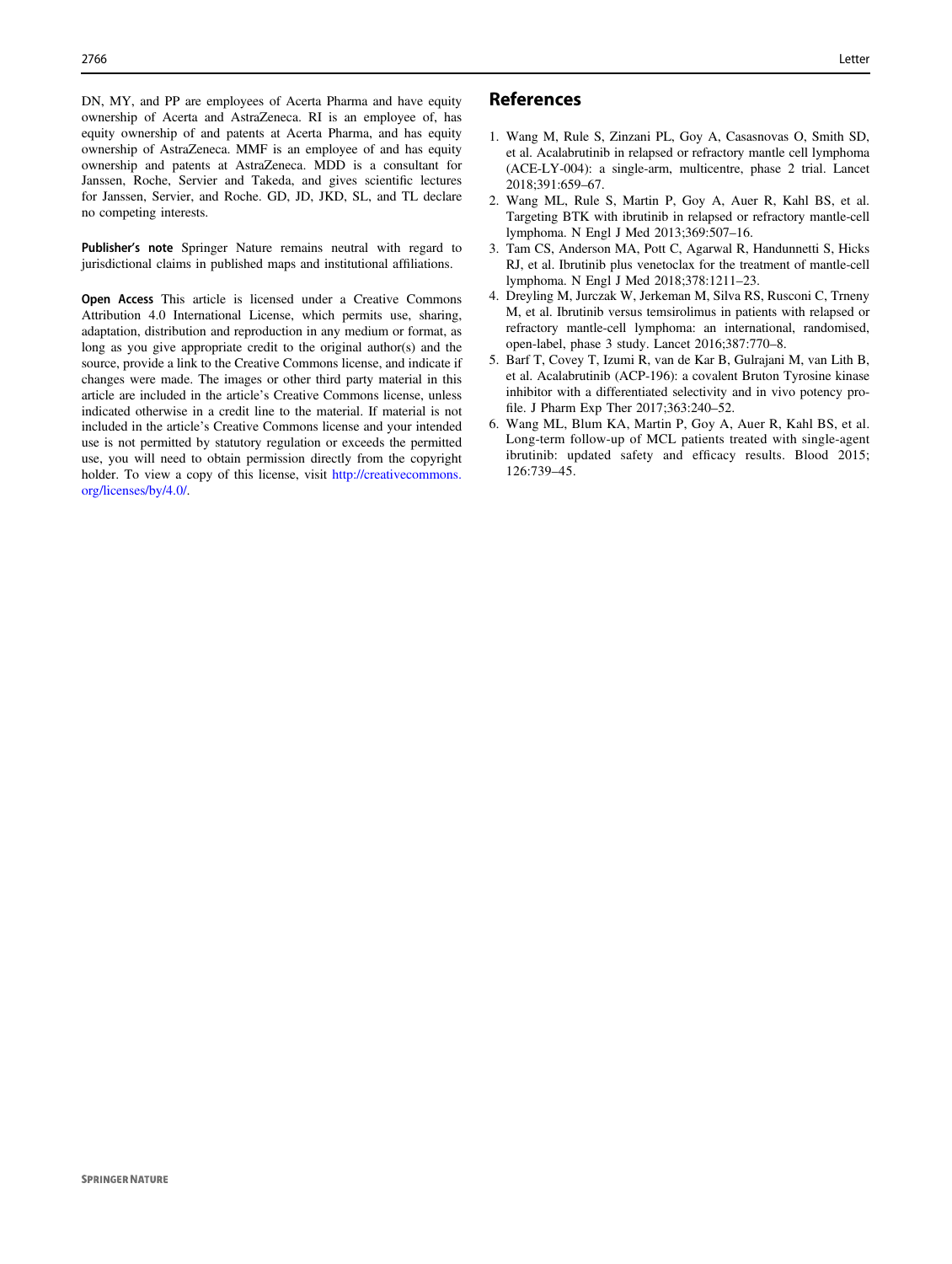DN, MY, and PP are employees of Acerta Pharma and have equity ownership of Acerta and AstraZeneca. RI is an employee of, has equity ownership of and patents at Acerta Pharma, and has equity ownership of AstraZeneca. MMF is an employee of and has equity ownership and patents at AstraZeneca. MDD is a consultant for Janssen, Roche, Servier and Takeda, and gives scientific lectures for Janssen, Servier, and Roche. GD, JD, JKD, SL, and TL declare no competing interests.

**Publisher's note** Springer Nature remains neutral with regard to jurisdictional claims in published maps and institutional affiliations.

**Open Access** This article is licensed under a Creative Commons Attribution 4.0 International License, which permits use, sharing, adaptation, distribution and reproduction in any medium or format, as long as you give appropriate credit to the original author(s) and the source, provide a link to the Creative Commons license, and indicate if changes were made. The images or other third party material in this article are included in the article's Creative Commons license, unless indicated otherwise in a credit line to the material. If material is not included in the article's Creative Commons license and your intended use is not permitted by statutory regulation or exceeds the permitted use, you will need to obtain permission directly from the copyright holder. To view a copy of this license, visit http://creativecommons.org/licenses/by/4.0/.

## References

1. Wang M, Rule S, Zinzani PL, Goy A, Casasnovas O, Smith SD, et al. Acalabrutinib in relapsed or refractory mantle cell lymphoma (ACE-LY-004): a single-arm, multicentre, phase 2 trial. Lancet 2018;391:659–67.
2. Wang ML, Rule S, Martin P, Goy A, Auer R, Kahl BS, et al. Targeting BTK with ibrutinib in relapsed or refractory mantle-cell lymphoma. N Engl J Med 2013;369:507–16.
3. Tam CS, Anderson MA, Pott C, Agarwal R, Handunnetti S, Hicks RJ, et al. Ibrutinib plus venetoclax for the treatment of mantle-cell lymphoma. N Engl J Med 2018;378:1211–23.
4. Dreyling M, Jurczak W, Jerkeman M, Silva RS, Rusconi C, Trneny M, et al. Ibrutinib versus temsirolimus in patients with relapsed or refractory mantle-cell lymphoma: an international, randomised, open-label, phase 3 study. Lancet 2016;387:770–8.
5. Barf T, Covey T, Izumi R, van de Kar B, Gulrajani M, van Lith B, et al. Acalabrutinib (ACP-196): a covalent Bruton Tyrosine kinase inhibitor with a differentiated selectivity and in vivo potency profile. J Pharm Exp Ther 2017;363:240–52.
6. Wang ML, Blum KA, Martin P, Goy A, Auer R, Kahl BS, et al. Long-term follow-up of MCL patients treated with single-agent ibrutinib: updated safety and efficacy results. Blood 2015; 126:739–45.